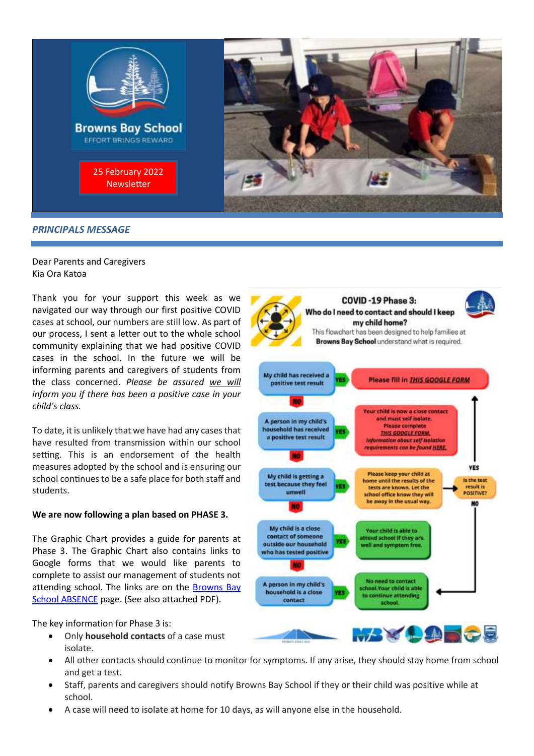Browns Bay School

EFFORT BRINGS REWARD

25 February 2022 Newsletter

## *PRINCIPALS MESSAGE*

Dear Parents and Caregivers
Kia Ora Katoa

Thank you for your support this week as we navigated our way through our first positive COVID cases at school, our numbers are still low. As part of our process, I sent a letter out to the whole school community explaining that we had positive COVID cases in the school. In the future we will be informing parents and caregivers of students from the class concerned. *Please be assured we will inform you if there has been a positive case in your child's class.*

To date, it is unlikely that we have had any cases that have resulted from transmission within our school setting. This is an endorsement of the health measures adopted by the school and is ensuring our school continues to be a safe place for both staff and students.

**We are now following a plan based on PHASE 3.**

The Graphic Chart provides a guide for parents at Phase 3. The Graphic Chart also contains links to Google forms that we would like parents to complete to assist our management of students not attending school. The links are on the Browns Bay School ABSENCE page. (See also attached PDF).

**COVID -19 Phase 3: Who do I need to contact and should I keep my child home?**

This flowchart has been designed to help families at **Browns Bay School** understand what is required.

- My child has received a positive test result → YES → Please fill in *THIS GOOGLE FORM*
- NO → A person in my child's household has received a positive test result → YES → Your child is now a close contact and must self isolate. Please complete THIS GOOGLE FORM. *Information about self isolation requirements can be found HERE.*
- NO → My child is getting a test because they feel unwell → YES → Please keep your child at home until the results of the tests are known. Let the school office know they will be away in the usual way. → Is the test result is POSITIVE? → YES → Please fill in THIS GOOGLE FORM; NO → No need to contact school.
- NO → My child is a close contact of someone outside our household who has tested positive → YES → Your child is able to attend school if they are well and symptom free.
- NO → A person in my child's household is a close contact → YES → No need to contact school. Your child is able to continue attending school.

The key information for Phase 3 is:

- Only **household contacts** of a case must isolate.
- All other contacts should continue to monitor for symptoms. If any arise, they should stay home from school and get a test.
- Staff, parents and caregivers should notify Browns Bay School if they or their child was positive while at school.
- A case will need to isolate at home for 10 days, as will anyone else in the household.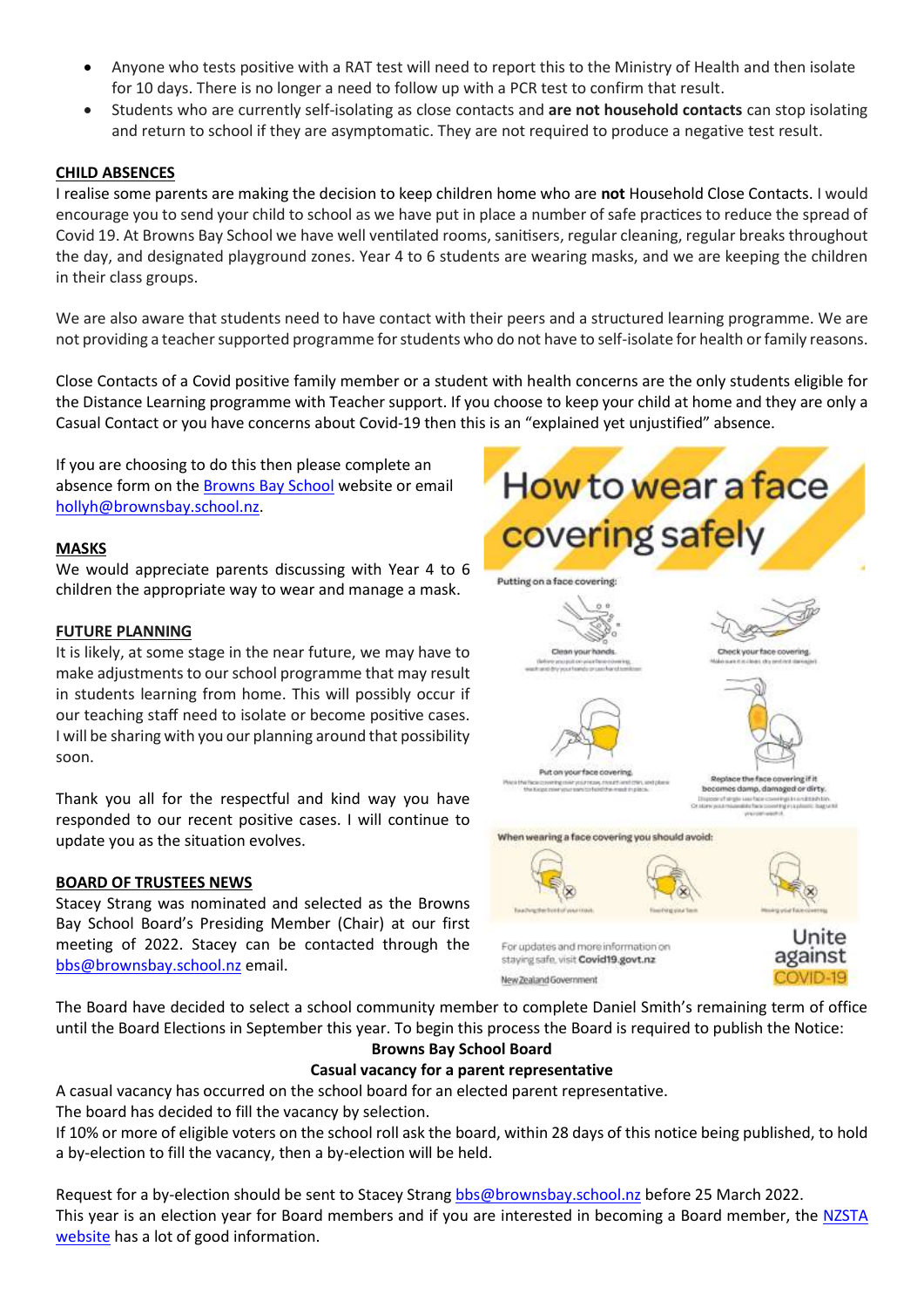- Anyone who tests positive with a RAT test will need to report this to the Ministry of Health and then isolate for 10 days. There is no longer a need to follow up with a PCR test to confirm that result.
- Students who are currently self-isolating as close contacts and **are not household contacts** can stop isolating and return to school if they are asymptomatic. They are not required to produce a negative test result.

## CHILD ABSENCES

I realise some parents are making the decision to keep children home who are **not** Household Close Contacts. I would encourage you to send your child to school as we have put in place a number of safe practices to reduce the spread of Covid 19. At Browns Bay School we have well ventilated rooms, sanitisers, regular cleaning, regular breaks throughout the day, and designated playground zones. Year 4 to 6 students are wearing masks, and we are keeping the children in their class groups.

We are also aware that students need to have contact with their peers and a structured learning programme. We are not providing a teacher supported programme for students who do not have to self-isolate for health or family reasons.

Close Contacts of a Covid positive family member or a student with health concerns are the only students eligible for the Distance Learning programme with Teacher support. If you choose to keep your child at home and they are only a Casual Contact or you have concerns about Covid-19 then this is an "explained yet unjustified" absence.

If you are choosing to do this then please complete an absence form on the Browns Bay School website or email hollyh@brownsbay.school.nz.

## MASKS

We would appreciate parents discussing with Year 4 to 6 children the appropriate way to wear and manage a mask.

## FUTURE PLANNING

It is likely, at some stage in the near future, we may have to make adjustments to our school programme that may result in students learning from home. This will possibly occur if our teaching staff need to isolate or become positive cases. I will be sharing with you our planning around that possibility soon.

Thank you all for the respectful and kind way you have responded to our recent positive cases. I will continue to update you as the situation evolves.

## BOARD OF TRUSTEES NEWS

Stacey Strang was nominated and selected as the Browns Bay School Board's Presiding Member (Chair) at our first meeting of 2022. Stacey can be contacted through the bbs@brownsbay.school.nz email.

The Board have decided to select a school community member to complete Daniel Smith's remaining term of office until the Board Elections in September this year. To begin this process the Board is required to publish the Notice:

**Browns Bay School Board**

**Casual vacancy for a parent representative**

A casual vacancy has occurred on the school board for an elected parent representative.

The board has decided to fill the vacancy by selection.

If 10% or more of eligible voters on the school roll ask the board, within 28 days of this notice being published, to hold a by-election to fill the vacancy, then a by-election will be held.

Request for a by-election should be sent to Stacey Strang bbs@brownsbay.school.nz before 25 March 2022.

This year is an election year for Board members and if you are interested in becoming a Board member, the NZSTA website has a lot of good information.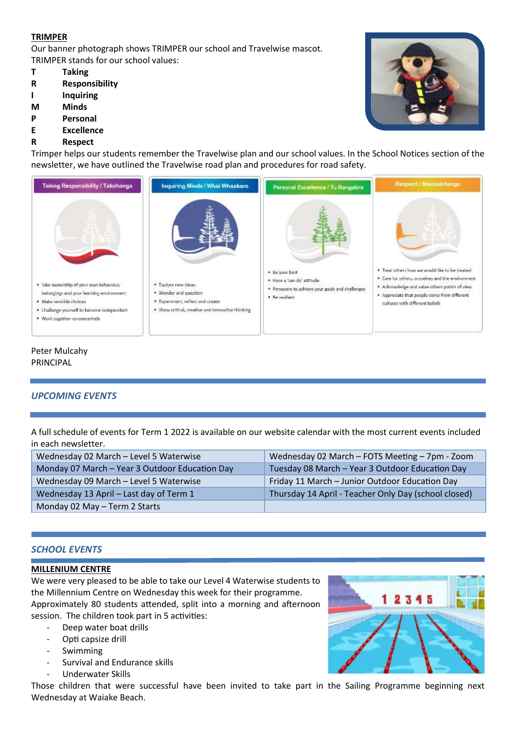**TRIMPER**

Our banner photograph shows TRIMPER our school and Travelwise mascot.
TRIMPER stands for our school values:

| | |
|---|---|
| **T** | **Taking** |
| **R** | **Responsibility** |
| **I** | **Inquiring** |
| **M** | **Minds** |
| **P** | **Personal** |
| **E** | **Excellence** |
| **R** | **Respect** |

Trimper helps our students remember the Travelwise plan and our school values. In the School Notices section of the newsletter, we have outlined the Travelwise road plan and procedures for road safety.

**Taking Responsibility / Takohanga**

- Take ownership of your own behaviour, belongings and your learning environment
- Make sensible choices
- Challenge yourself to become independent
- Work together co-operatively

**Inquiring Minds / Whai Whaakaro**

- Explore new ideas
- Wonder and question
- Experiment, reflect and create
- Show critical, creative and innovative thinking

**Personal Excellence / Tu Rangatira**

- Be your best
- Have a 'can do' attitude
- Persevere to achieve your goals and challenges
- Be resilient

**Respect / Manaakitanga**

- Treat others how we would like to be treated
- Care for others, ourselves and the environment
- Acknowledge and value others points of view
- Appreciate that people come from different cultures with different beliefs

Peter Mulcahy
PRINCIPAL

## *UPCOMING EVENTS*

A full schedule of events for Term 1 2022 is available on our website calendar with the most current events included in each newsletter.

| | |
|---|---|
| Wednesday 02 March – Level 5 Waterwise | Wednesday 02 March – FOTS Meeting – 7pm - Zoom |
| Monday 07 March – Year 3 Outdoor Education Day | Tuesday 08 March – Year 3 Outdoor Education Day |
| Wednesday 09 March – Level 5 Waterwise | Friday 11 March – Junior Outdoor Education Day |
| Wednesday 13 April – Last day of Term 1 | Thursday 14 April - Teacher Only Day (school closed) |
| Monday 02 May – Term 2 Starts | |

## *SCHOOL EVENTS*

**MILLENIUM CENTRE**

We were very pleased to be able to take our Level 4 Waterwise students to the Millennium Centre on Wednesday this week for their programme. Approximately 80 students attended, split into a morning and afternoon session. The children took part in 5 activities:

- Deep water boat drills
- Opti capsize drill
- Swimming
- Survival and Endurance skills
- Underwater Skills

Those children that were successful have been invited to take part in the Sailing Programme beginning next Wednesday at Waiake Beach.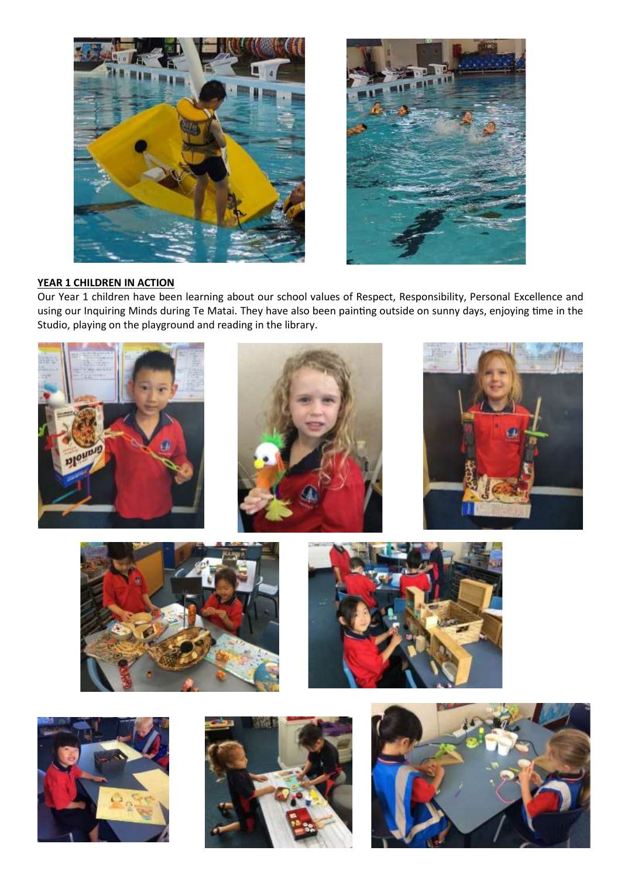**YEAR 1 CHILDREN IN ACTION**

Our Year 1 children have been learning about our school values of Respect, Responsibility, Personal Excellence and using our Inquiring Minds during Te Matai. They have also been painting outside on sunny days, enjoying time in the Studio, playing on the playground and reading in the library.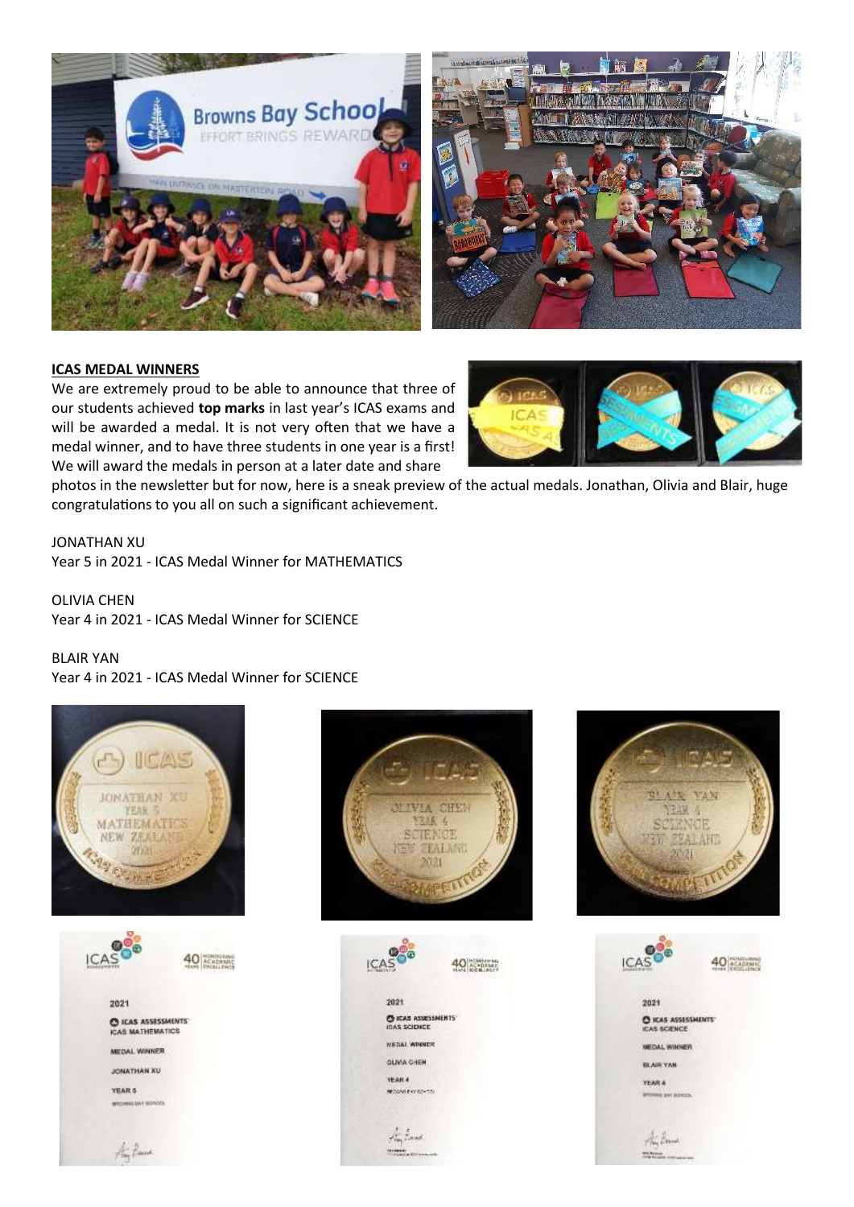## ICAS MEDAL WINNERS

We are extremely proud to be able to announce that three of our students achieved **top marks** in last year's ICAS exams and will be awarded a medal. It is not very often that we have a medal winner, and to have three students in one year is a first! We will award the medals in person at a later date and share photos in the newsletter but for now, here is a sneak preview of the actual medals. Jonathan, Olivia and Blair, huge congratulations to you all on such a significant achievement.

JONATHAN XU
Year 5 in 2021 - ICAS Medal Winner for MATHEMATICS

OLIVIA CHEN
Year 4 in 2021 - ICAS Medal Winner for SCIENCE

BLAIR YAN
Year 4 in 2021 - ICAS Medal Winner for SCIENCE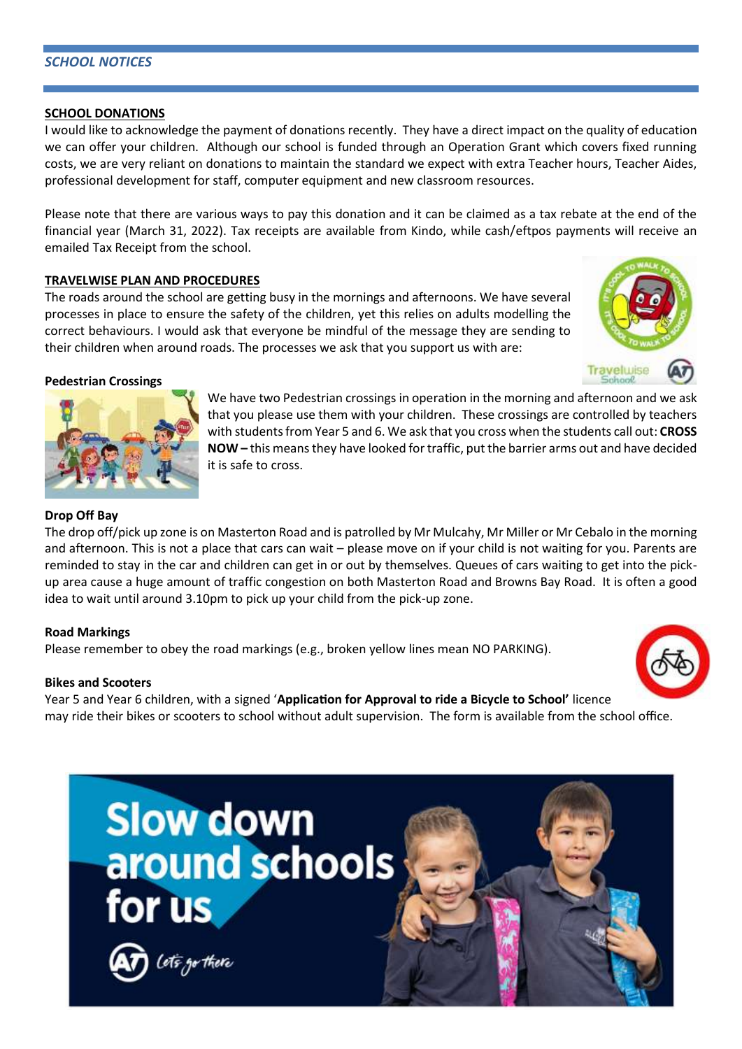## *SCHOOL NOTICES*

### SCHOOL DONATIONS

I would like to acknowledge the payment of donations recently. They have a direct impact on the quality of education we can offer your children. Although our school is funded through an Operation Grant which covers fixed running costs, we are very reliant on donations to maintain the standard we expect with extra Teacher hours, Teacher Aides, professional development for staff, computer equipment and new classroom resources.

Please note that there are various ways to pay this donation and it can be claimed as a tax rebate at the end of the financial year (March 31, 2022). Tax receipts are available from Kindo, while cash/eftpos payments will receive an emailed Tax Receipt from the school.

### TRAVELWISE PLAN AND PROCEDURES

The roads around the school are getting busy in the mornings and afternoons. We have several processes in place to ensure the safety of the children, yet this relies on adults modelling the correct behaviours. I would ask that everyone be mindful of the message they are sending to their children when around roads. The processes we ask that you support us with are:

#### Pedestrian Crossings

We have two Pedestrian crossings in operation in the morning and afternoon and we ask that you please use them with your children. These crossings are controlled by teachers with students from Year 5 and 6. We ask that you cross when the students call out: **CROSS NOW –** this means they have looked for traffic, put the barrier arms out and have decided it is safe to cross.

#### Drop Off Bay

The drop off/pick up zone is on Masterton Road and is patrolled by Mr Mulcahy, Mr Miller or Mr Cebalo in the morning and afternoon. This is not a place that cars can wait – please move on if your child is not waiting for you. Parents are reminded to stay in the car and children can get in or out by themselves. Queues of cars waiting to get into the pick-up area cause a huge amount of traffic congestion on both Masterton Road and Browns Bay Road. It is often a good idea to wait until around 3.10pm to pick up your child from the pick-up zone.

#### Road Markings

Please remember to obey the road markings (e.g., broken yellow lines mean NO PARKING).

#### Bikes and Scooters

Year 5 and Year 6 children, with a signed '**Application for Approval to ride a Bicycle to School'** licence may ride their bikes or scooters to school without adult supervision. The form is available from the school office.

Slow down around schools for us

Let's go there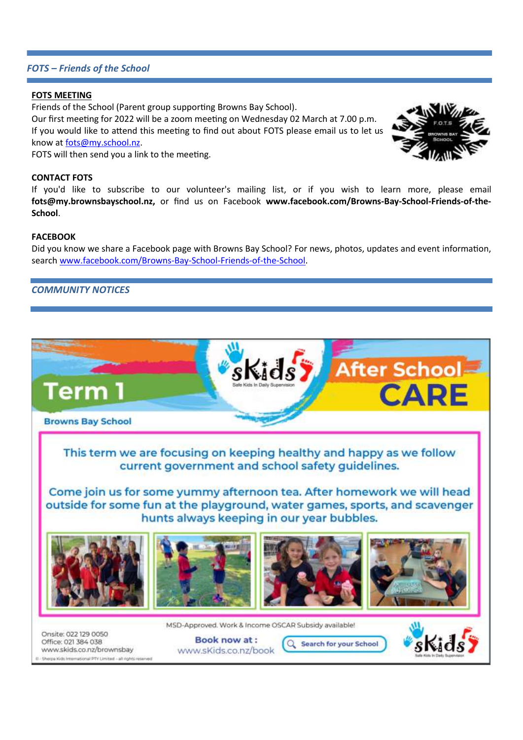## *FOTS – Friends of the School*

**FOTS MEETING**

Friends of the School (Parent group supporting Browns Bay School).
Our first meeting for 2022 will be a zoom meeting on Wednesday 02 March at 7.00 p.m.
If you would like to attend this meeting to find out about FOTS please email us to let us know at fots@my.school.nz.
FOTS will then send you a link to the meeting.

**CONTACT FOTS**

If you'd like to subscribe to our volunteer's mailing list, or if you wish to learn more, please email **fots@my.brownsbayschool.nz,** or find us on Facebook **www.facebook.com/Browns-Bay-School-Friends-of-the-School**.

**FACEBOOK**

Did you know we share a Facebook page with Browns Bay School? For news, photos, updates and event information, search www.facebook.com/Browns-Bay-School-Friends-of-the-School.

## *COMMUNITY NOTICES*

**Term 1** — sKids Safe Kids In Daily Supervision — **After School CARE**

**Browns Bay School**

This term we are focusing on keeping healthy and happy as we follow current government and school safety guidelines.

Come join us for some yummy afternoon tea. After homework we will head outside for some fun at the playground, water games, sports, and scavenger hunts always keeping in our year bubbles.

MSD-Approved. Work & Income OSCAR Subsidy available!

Onsite: 022 129 0050
Office: 021 384 038
www.skids.co.nz/brownsbay

**Book now at :** www.sKids.co.nz/book

Search for your School

© - Sherpa Kids International PTY Limited – all rights reserved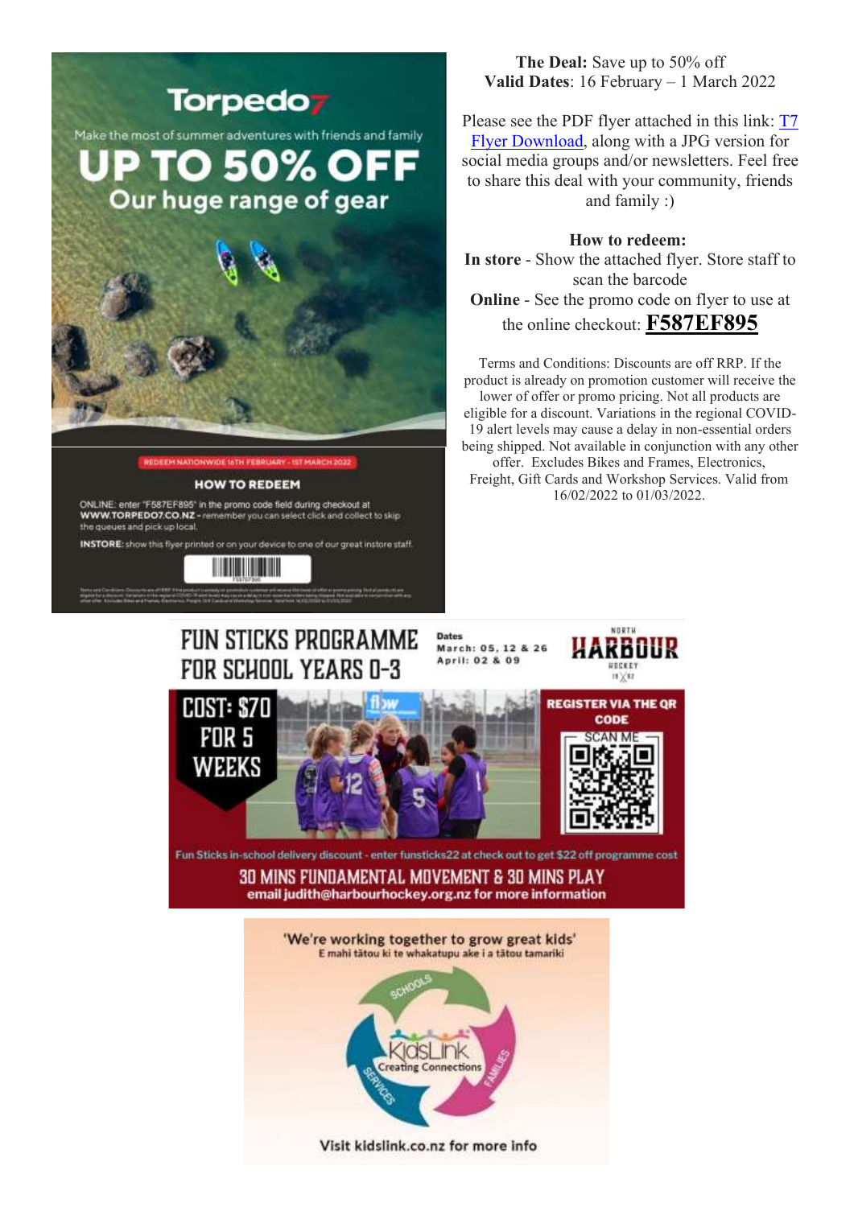Torpedo7

Make the most of summer adventures with friends and family

UP TO 50% OFF

Our huge range of gear

REDEEM NATIONWIDE 16TH FEBRUARY - 1ST MARCH 2022

HOW TO REDEEM

ONLINE: enter "F587EF895" in the promo code field during checkout at WWW.TORPEDO7.CO.NZ - remember you can select click and collect to skip the queues and pick up local.

INSTORE: show this flyer printed or on your device to one of our great instore staff.

**The Deal:** Save up to 50% off
**Valid Dates**: 16 February – 1 March 2022

Please see the PDF flyer attached in this link: T7 Flyer Download, along with a JPG version for social media groups and/or newsletters. Feel free to share this deal with your community, friends and family :)

**How to redeem:**
**In store** - Show the attached flyer. Store staff to scan the barcode
**Online** - See the promo code on flyer to use at the online checkout: **F587EF895**

Terms and Conditions: Discounts are off RRP. If the product is already on promotion customer will receive the lower of offer or promo pricing. Not all products are eligible for a discount. Variations in the regional COVID-19 alert levels may cause a delay in non-essential orders being shipped. Not available in conjunction with any other offer. Excludes Bikes and Frames, Electronics, Freight, Gift Cards and Workshop Services. Valid from 16/02/2022 to 01/03/2022.

FUN STICKS PROGRAMME FOR SCHOOL YEARS 0-3

Dates
March: 05, 12 & 26
April: 02 & 09

NORTH HARBOUR HOCKEY

COST: $70 FOR 5 WEEKS

REGISTER VIA THE QR CODE

SCAN ME

Fun Sticks in-school delivery discount - enter funsticks22 at check out to get $22 off programme cost

30 MINS FUNDAMENTAL MOVEMENT & 30 MINS PLAY

email judith@harbourhockey.org.nz for more information

'We're working together to grow great kids'
E mahi tātou ki te whakatupu ake i a tātou tamariki

SCHOOLS
KidsLink
Creating Connections
SERVICES
FAMILIES

Visit kidslink.co.nz for more info